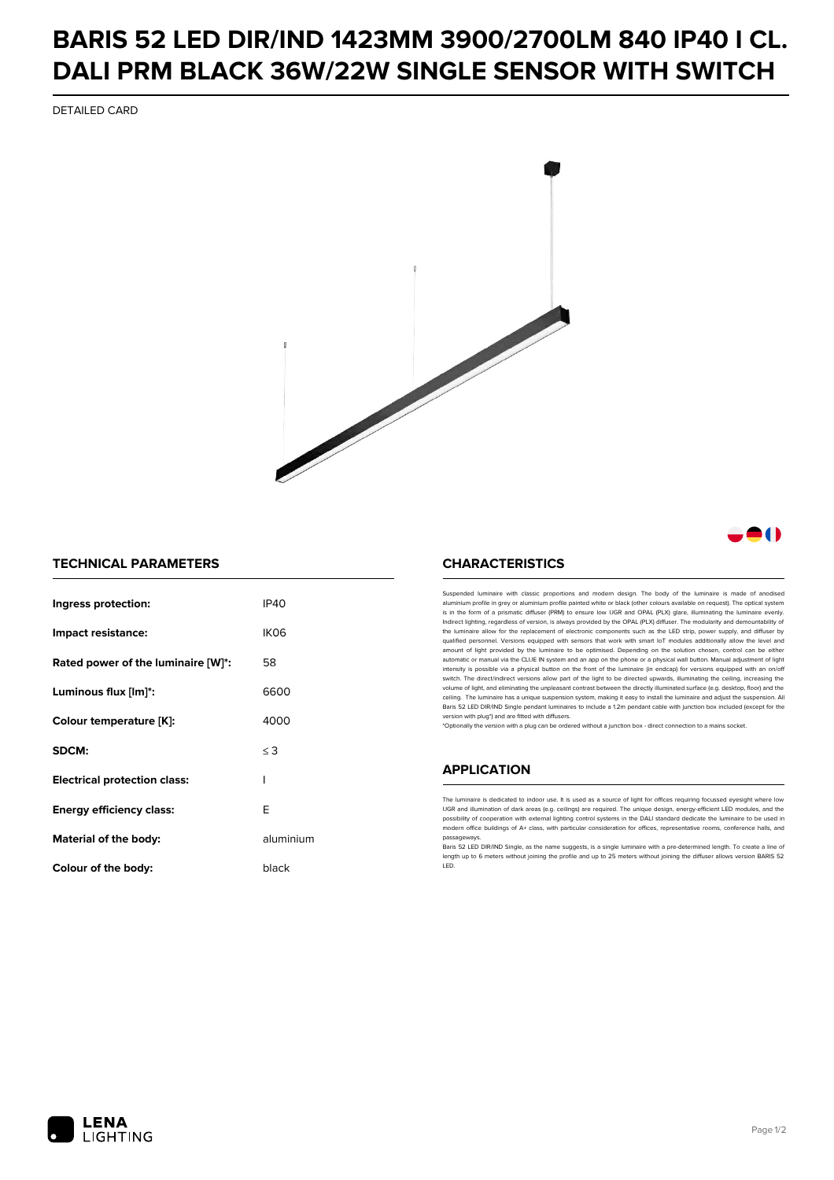# BARIS 52 LED DIR/IND 1423MM 3900/2700LM 840 IP40 I CL. DALI PRM BLACK 36W/22W SINGLE SENSOR WITH SWITCH

DETAILED CARD

## TECHNICAL PARAMETERS

| | |
|---|---|
| **Ingress protection:** | IP40 |
| **Impact resistance:** | IK06 |
| **Rated power of the luminaire [W]*:** | 58 |
| **Luminous flux [lm]*:** | 6600 |
| **Colour temperature [K]:** | 4000 |
| **SDCM:** | ≤ 3 |
| **Electrical protection class:** | I |
| **Energy efficiency class:** | E |
| **Material of the body:** | aluminium |
| **Colour of the body:** | black |

## CHARACTERISTICS

Suspended luminaire with classic proportions and modern design. The body of the luminaire is made of anodised aluminium profile in grey or aluminium profile painted white or black (other colours available on request). The optical system is in the form of a prismatic diffuser (PRM) to ensure low UGR and OPAL (PLX) glare, illuminating the luminaire evenly. Indirect lighting, regardless of version, is always provided by the OPAL (PLX) diffuser. The modularity and demountability of the luminaire allow for the replacement of electronic components such as the LED strip, power supply, and diffuser by qualified personnel. Versions equipped with sensors that work with smart IoT modules additionally allow the level and amount of light provided by the luminaire to be optimised. Depending on the solution chosen, control can be either automatic or manual via the CLUE IN system and an app on the phone or a physical wall button. Manual adjustment of light intensity is possible via a physical button on the front of the luminaire (in endcap) for versions equipped with an on/off switch. The direct/indirect versions allow part of the light to be directed upwards, illuminating the ceiling, increasing the volume of light, and eliminating the unpleasant contrast between the directly illuminated surface (e.g. desktop, floor) and the ceiling. The luminaire has a unique suspension system, making it easy to install the luminaire and adjust the suspension. All Baris 52 LED DIR/IND Single pendant luminaires to include a 1.2m pendant cable with junction box included (except for the version with plug*) and are fitted with diffusers.

*Optionally the version with a plug can be ordered without a junction box - direct connection to a mains socket.

## APPLICATION

The luminaire is dedicated to indoor use. It is used as a source of light for offices requiring focussed eyesight where low UGR and illumination of dark areas (e.g. ceilings) are required. The unique design, energy-efficient LED modules, and the possibility of cooperation with external lighting control systems in the DALI standard dedicate the luminaire to be used in modern office buildings of A+ class, with particular consideration for offices, representative rooms, conference halls, and passageways.

Baris 52 LED DIR/IND Single, as the name suggests, is a single luminaire with a pre-determined length. To create a line of length up to 6 meters without joining the profile and up to 25 meters without joining the diffuser allows version BARIS 52 LED.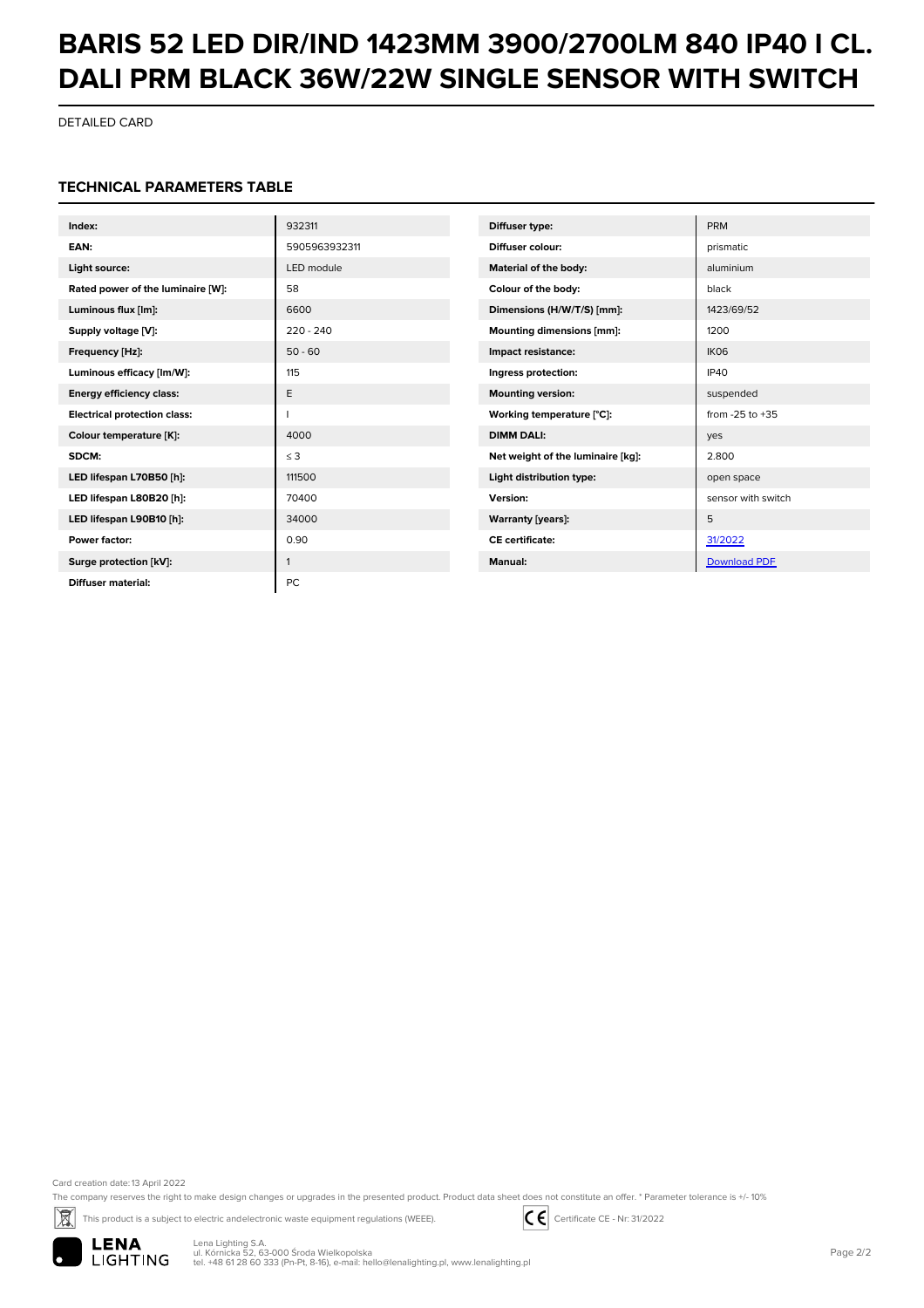# BARIS 52 LED DIR/IND 1423MM 3900/2700LM 840 IP40 I CL. DALI PRM BLACK 36W/22W SINGLE SENSOR WITH SWITCH

DETAILED CARD

### TECHNICAL PARAMETERS TABLE

| | | | |
|---|---|---|---|
| **Index:** | 932311 | **Diffuser type:** | PRM |
| **EAN:** | 5905963932311 | **Diffuser colour:** | prismatic |
| **Light source:** | LED module | **Material of the body:** | aluminium |
| **Rated power of the luminaire [W]:** | 58 | **Colour of the body:** | black |
| **Luminous flux [lm]:** | 6600 | **Dimensions (H/W/T/S) [mm]:** | 1423/69/52 |
| **Supply voltage [V]:** | 220 - 240 | **Mounting dimensions [mm]:** | 1200 |
| **Frequency [Hz]:** | 50 - 60 | **Impact resistance:** | IK06 |
| **Luminous efficacy [lm/W]:** | 115 | **Ingress protection:** | IP40 |
| **Energy efficiency class:** | E | **Mounting version:** | suspended |
| **Electrical protection class:** | I | **Working temperature [°C]:** | from -25 to +35 |
| **Colour temperature [K]:** | 4000 | **DIMM DALI:** | yes |
| **SDCM:** | ≤ 3 | **Net weight of the luminaire [kg]:** | 2.800 |
| **LED lifespan L70B50 [h]:** | 111500 | **Light distribution type:** | open space |
| **LED lifespan L80B20 [h]:** | 70400 | **Version:** | sensor with switch |
| **LED lifespan L90B10 [h]:** | 34000 | **Warranty [years]:** | 5 |
| **Power factor:** | 0.90 | **CE certificate:** | 31/2022 |
| **Surge protection [kV]:** | 1 | **Manual:** | Download PDF |
| **Diffuser material:** | PC | | |

Card creation date: 13 April 2022

The company reserves the right to make design changes or upgrades in the presented product. Product data sheet does not constitute an offer. * Parameter tolerance is +/- 10%

This product is a subject to electric andelectronic waste equipment regulations (WEEE).

Certificate CE - Nr: 31/2022

LENA LIGHTING

Lena Lighting S.A.
ul. Kórnicka 52, 63-000 Środa Wielkopolska
tel. +48 61 28 60 333 (Pn-Pt, 8-16), e-mail: hello@lenalighting.pl, www.lenalighting.pl